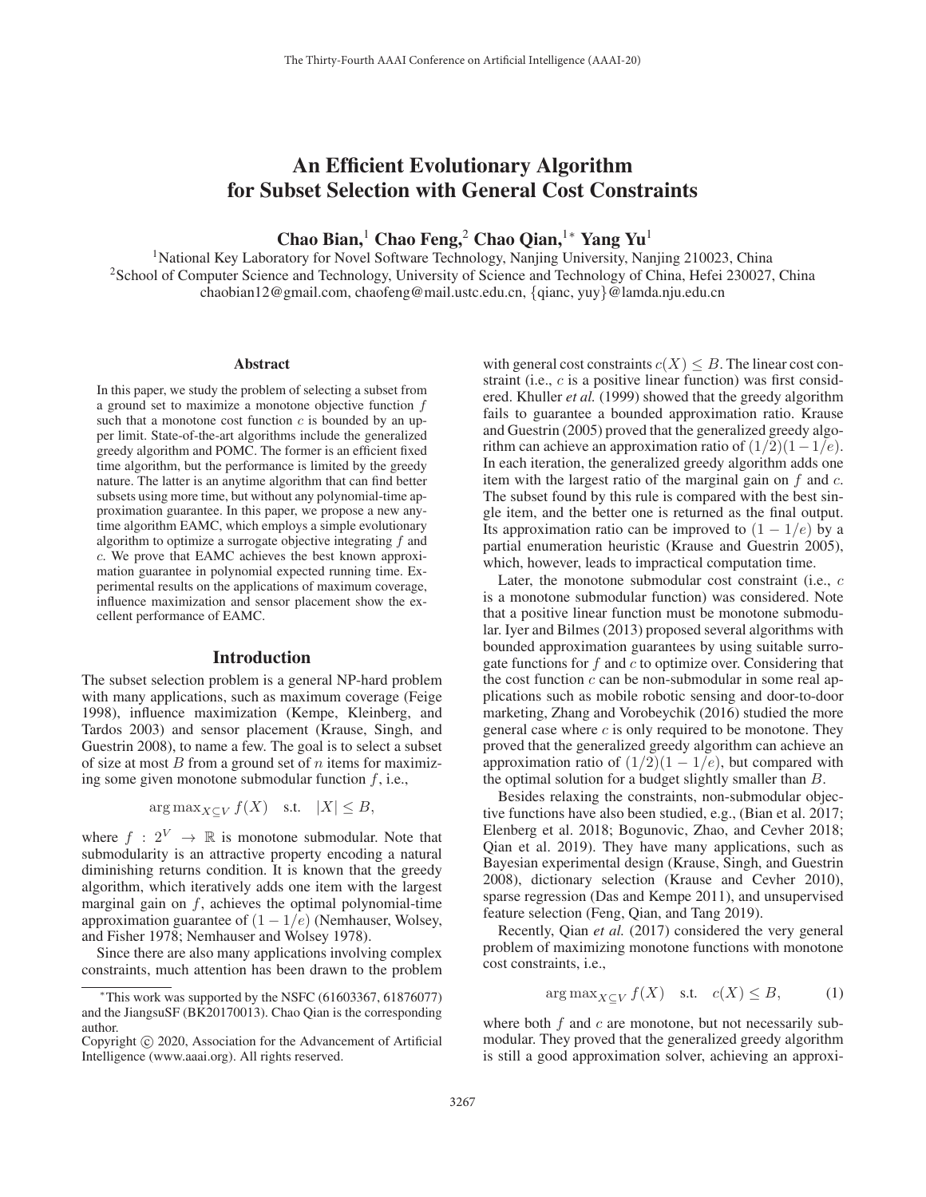# An Efficient Evolutionary Algorithm for Subset Selection with General Cost Constraints

**Chao Bian,[1] Chao Feng,[2] Chao Qian,[1*] Yang Yu[1]**

[1]National Key Laboratory for Novel Software Technology, Nanjing University, Nanjing 210023, China
[2]School of Computer Science and Technology, University of Science and Technology of China, Hefei 230027, China
chaobian12@gmail.com, chaofeng@mail.ustc.edu.cn, {qianc, yuy}@lamda.nju.edu.cn

## Abstract

In this paper, we study the problem of selecting a subset from a ground set to maximize a monotone objective function $f$ such that a monotone cost function $c$ is bounded by an upper limit. State-of-the-art algorithms include the generalized greedy algorithm and POMC. The former is an efficient fixed time algorithm, but the performance is limited by the greedy nature. The latter is an anytime algorithm that can find better subsets using more time, but without any polynomial-time approximation guarantee. In this paper, we propose a new anytime algorithm EAMC, which employs a simple evolutionary algorithm to optimize a surrogate objective integrating $f$ and $c$. We prove that EAMC achieves the best known approximation guarantee in polynomial expected running time. Experimental results on the applications of maximum coverage, influence maximization and sensor placement show the excellent performance of EAMC.

## Introduction

The subset selection problem is a general NP-hard problem with many applications, such as maximum coverage (Feige 1998), influence maximization (Kempe, Kleinberg, and Tardos 2003) and sensor placement (Krause, Singh, and Guestrin 2008), to name a few. The goal is to select a subset of size at most $B$ from a ground set of $n$ items for maximizing some given monotone submodular function $f$, i.e.,

$$\arg\max_{X \subseteq V} f(X) \quad \text{s.t.} \quad |X| \leq B,$$

where $f : 2^V \rightarrow \mathbb{R}$ is monotone submodular. Note that submodularity is an attractive property encoding a natural diminishing returns condition. It is known that the greedy algorithm, which iteratively adds one item with the largest marginal gain on $f$, achieves the optimal polynomial-time approximation guarantee of $(1 - 1/e)$ (Nemhauser, Wolsey, and Fisher 1978; Nemhauser and Wolsey 1978).

Since there are also many applications involving complex constraints, much attention has been drawn to the problem with general cost constraints $c(X) \leq B$. The linear cost constraint (i.e., $c$ is a positive linear function) was first considered. Khuller *et al.* (1999) showed that the greedy algorithm fails to guarantee a bounded approximation ratio. Krause and Guestrin (2005) proved that the generalized greedy algorithm can achieve an approximation ratio of $(1/2)(1-1/e)$. In each iteration, the generalized greedy algorithm adds one item with the largest ratio of the marginal gain on $f$ and $c$. The subset found by this rule is compared with the best single item, and the better one is returned as the final output. Its approximation ratio can be improved to $(1 - 1/e)$ by a partial enumeration heuristic (Krause and Guestrin 2005), which, however, leads to impractical computation time.

Later, the monotone submodular cost constraint (i.e., $c$ is a monotone submodular function) was considered. Note that a positive linear function must be monotone submodular. Iyer and Bilmes (2013) proposed several algorithms with bounded approximation guarantees by using suitable surrogate functions for $f$ and $c$ to optimize over. Considering that the cost function $c$ can be non-submodular in some real applications such as mobile robotic sensing and door-to-door marketing, Zhang and Vorobeychik (2016) studied the more general case where $c$ is only required to be monotone. They proved that the generalized greedy algorithm can achieve an approximation ratio of $(1/2)(1 - 1/e)$, but compared with the optimal solution for a budget slightly smaller than $B$.

Besides relaxing the constraints, non-submodular objective functions have also been studied, e.g., (Bian et al. 2017; Elenberg et al. 2018; Bogunovic, Zhao, and Cevher 2018; Qian et al. 2019). They have many applications, such as Bayesian experimental design (Krause, Singh, and Guestrin 2008), dictionary selection (Krause and Cevher 2010), sparse regression (Das and Kempe 2011), and unsupervised feature selection (Feng, Qian, and Tang 2019).

Recently, Qian *et al.* (2017) considered the very general problem of maximizing monotone functions with monotone cost constraints, i.e.,

$$\arg\max_{X \subseteq V} f(X) \quad \text{s.t.} \quad c(X) \leq B, \tag{1}$$

where both $f$ and $c$ are monotone, but not necessarily submodular. They proved that the generalized greedy algorithm is still a good approximation solver, achieving an approxi-

*This work was supported by the NSFC (61603367, 61876077) and the JiangsuSF (BK20170013). Chao Qian is the corresponding author.

Copyright © 2020, Association for the Advancement of Artificial Intelligence (www.aaai.org). All rights reserved.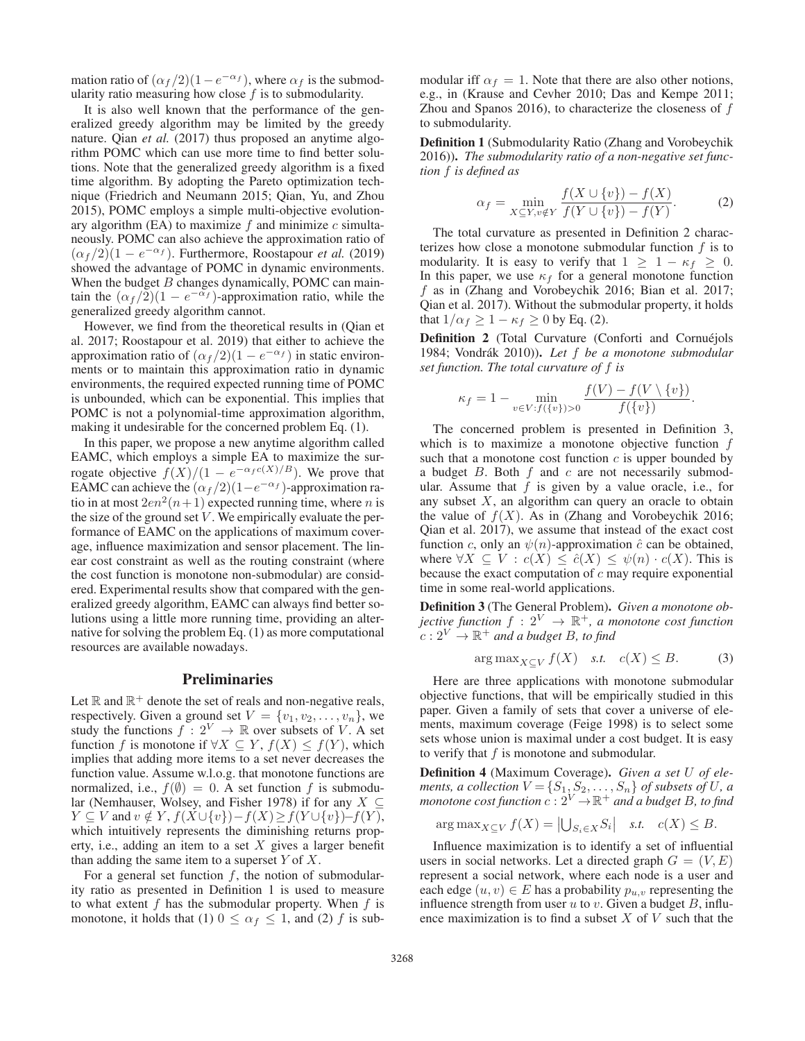mation ratio of $(\alpha_f/2)(1-e^{-\alpha_f})$, where $\alpha_f$ is the submodularity ratio measuring how close $f$ is to submodularity.

It is also well known that the performance of the generalized greedy algorithm may be limited by the greedy nature. Qian *et al.* (2017) thus proposed an anytime algorithm POMC which can use more time to find better solutions. Note that the generalized greedy algorithm is a fixed time algorithm. By adopting the Pareto optimization technique (Friedrich and Neumann 2015; Qian, Yu, and Zhou 2015), POMC employs a simple multi-objective evolutionary algorithm (EA) to maximize $f$ and minimize $c$ simultaneously. POMC can also achieve the approximation ratio of $(\alpha_f/2)(1-e^{-\alpha_f})$. Furthermore, Roostapour *et al.* (2019) showed the advantage of POMC in dynamic environments. When the budget $B$ changes dynamically, POMC can maintain the $(\alpha_f/2)(1-e^{-\alpha_f})$-approximation ratio, while the generalized greedy algorithm cannot.

However, we find from the theoretical results in (Qian et al. 2017; Roostapour et al. 2019) that either to achieve the approximation ratio of $(\alpha_f/2)(1-e^{-\alpha_f})$ in static environments or to maintain this approximation ratio in dynamic environments, the required expected running time of POMC is unbounded, which can be exponential. This implies that POMC is not a polynomial-time approximation algorithm, making it undesirable for the concerned problem Eq. (1).

In this paper, we propose a new anytime algorithm called EAMC, which employs a simple EA to maximize the surrogate objective $f(X)/(1-e^{-\alpha_f c(X)/B})$. We prove that EAMC can achieve the $(\alpha_f/2)(1-e^{-\alpha_f})$-approximation ratio in at most $2en^2(n+1)$ expected running time, where $n$ is the size of the ground set $V$. We empirically evaluate the performance of EAMC on the applications of maximum coverage, influence maximization and sensor placement. The linear cost constraint as well as the routing constraint (where the cost function is monotone non-submodular) are considered. Experimental results show that compared with the generalized greedy algorithm, EAMC can always find better solutions using a little more running time, providing an alternative for solving the problem Eq. (1) as more computational resources are available nowadays.

## Preliminaries

Let $\mathbb{R}$ and $\mathbb{R}^+$ denote the set of reals and non-negative reals, respectively. Given a ground set $V = \{v_1, v_2, \ldots, v_n\}$, we study the functions $f : 2^V \to \mathbb{R}$ over subsets of $V$. A set function $f$ is monotone if $\forall X \subseteq Y, f(X) \leq f(Y)$, which implies that adding more items to a set never decreases the function value. Assume w.l.o.g. that monotone functions are normalized, i.e., $f(\emptyset) = 0$. A set function $f$ is submodular (Nemhauser, Wolsey, and Fisher 1978) if for any $X \subseteq Y \subseteq V$ and $v \notin Y$, $f(X \cup \{v\}) - f(X) \geq f(Y \cup \{v\}) - f(Y)$, which intuitively represents the diminishing returns property, i.e., adding an item to a set $X$ gives a larger benefit than adding the same item to a superset $Y$ of $X$.

For a general set function $f$, the notion of submodularity ratio as presented in Definition 1 is used to measure to what extent $f$ has the submodular property. When $f$ is monotone, it holds that (1) $0 \leq \alpha_f \leq 1$, and (2) $f$ is submodular iff $\alpha_f = 1$. Note that there are also other notions, e.g., in (Krause and Cevher 2010; Das and Kempe 2011; Zhou and Spanos 2016), to characterize the closeness of $f$ to submodularity.

**Definition 1** (Submodularity Ratio (Zhang and Vorobeychik 2016)). *The submodularity ratio of a non-negative set function $f$ is defined as*

$$\alpha_f = \min_{X \subseteq Y, v \notin Y} \frac{f(X \cup \{v\}) - f(X)}{f(Y \cup \{v\}) - f(Y)}. \tag{2}$$

The total curvature as presented in Definition 2 characterizes how close a monotone submodular function $f$ is to modularity. It is easy to verify that $1 \geq 1 - \kappa_f \geq 0$. In this paper, we use $\kappa_f$ for a general monotone function $f$ as in (Zhang and Vorobeychik 2016; Bian et al. 2017; Qian et al. 2017). Without the submodular property, it holds that $1/\alpha_f \geq 1 - \kappa_f \geq 0$ by Eq. (2).

**Definition 2** (Total Curvature (Conforti and Cornuéjols 1984; Vondrák 2010)). *Let $f$ be a monotone submodular set function. The total curvature of $f$ is*

$$\kappa_f = 1 - \min_{v \in V: f(\{v\}) > 0} \frac{f(V) - f(V \setminus \{v\})}{f(\{v\})}.$$

The concerned problem is presented in Definition 3, which is to maximize a monotone objective function $f$ such that a monotone cost function $c$ is upper bounded by a budget $B$. Both $f$ and $c$ are not necessarily submodular. Assume that $f$ is given by a value oracle, i.e., for any subset $X$, an algorithm can query an oracle to obtain the value of $f(X)$. As in (Zhang and Vorobeychik 2016; Qian et al. 2017), we assume that instead of the exact cost function $c$, only an $\psi(n)$-approximation $\hat{c}$ can be obtained, where $\forall X \subseteq V : c(X) \leq \hat{c}(X) \leq \psi(n) \cdot c(X)$. This is because the exact computation of $c$ may require exponential time in some real-world applications.

**Definition 3** (The General Problem). *Given a monotone objective function $f : 2^V \to \mathbb{R}^+$, a monotone cost function $c : 2^V \to \mathbb{R}^+$ and a budget $B$, to find*

$$\arg\max_{X \subseteq V} f(X) \quad s.t. \quad c(X) \leq B. \tag{3}$$

Here are three applications with monotone submodular objective functions, that will be empirically studied in this paper. Given a family of sets that cover a universe of elements, maximum coverage (Feige 1998) is to select some sets whose union is maximal under a cost budget. It is easy to verify that $f$ is monotone and submodular.

**Definition 4** (Maximum Coverage). *Given a set $U$ of elements, a collection $V = \{S_1, S_2, \ldots, S_n\}$ of subsets of $U$, a monotone cost function $c : 2^V \to \mathbb{R}^+$ and a budget $B$, to find*

$$\arg\max_{X \subseteq V} f(X) = \left|\bigcup_{S_i \in X} S_i\right| \quad s.t. \quad c(X) \leq B.$$

Influence maximization is to identify a set of influential users in social networks. Let a directed graph $G = (V, E)$ represent a social network, where each node is a user and each edge $(u, v) \in E$ has a probability $p_{u,v}$ representing the influence strength from user $u$ to $v$. Given a budget $B$, influence maximization is to find a subset $X$ of $V$ such that the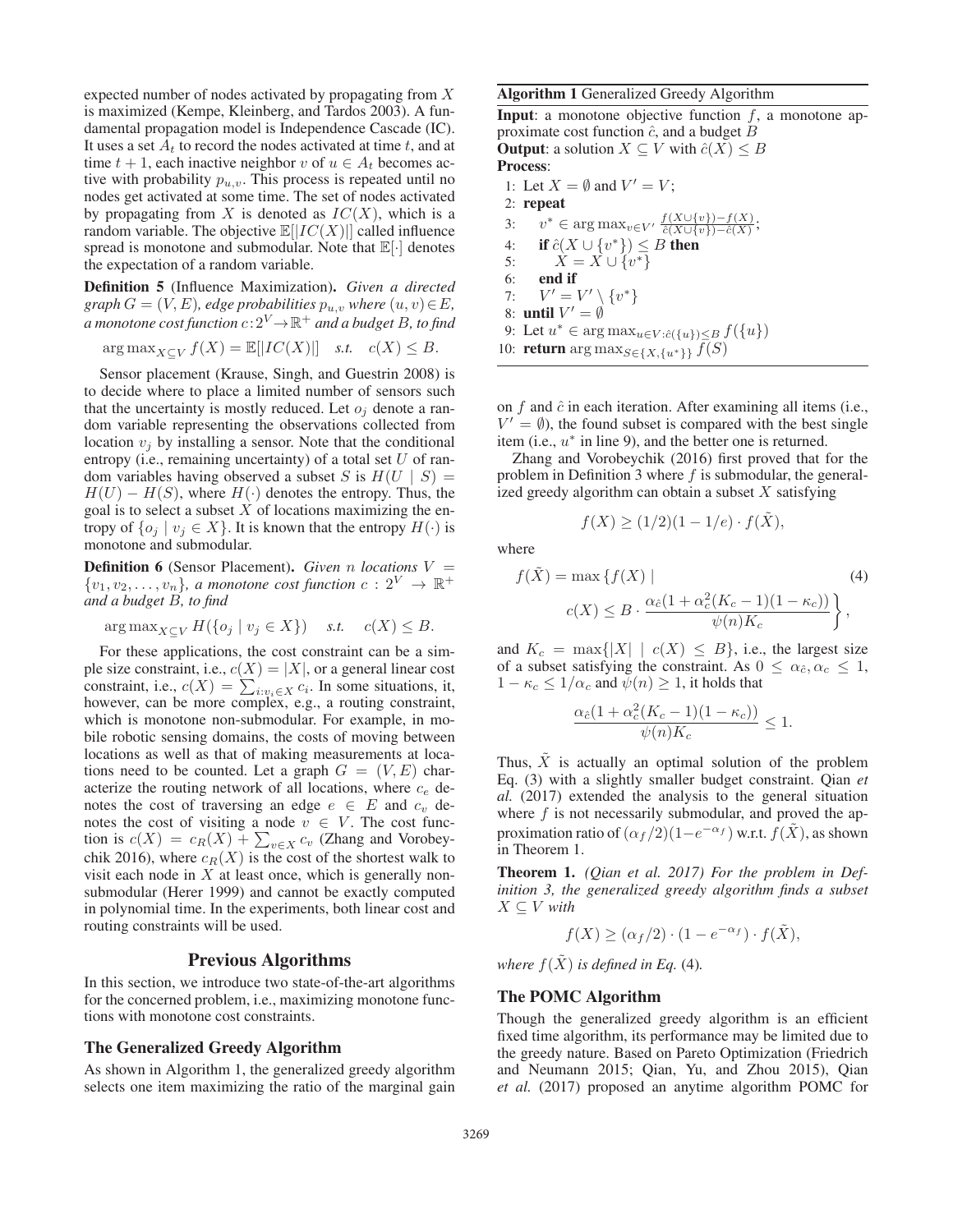expected number of nodes activated by propagating from $X$ is maximized (Kempe, Kleinberg, and Tardos 2003). A fundamental propagation model is Independence Cascade (IC). It uses a set $A_t$ to record the nodes activated at time $t$, and at time $t+1$, each inactive neighbor $v$ of $u \in A_t$ becomes active with probability $p_{u,v}$. This process is repeated until no nodes get activated at some time. The set of nodes activated by propagating from $X$ is denoted as $IC(X)$, which is a random variable. The objective $\mathbb{E}[|IC(X)|]$ called influence spread is monotone and submodular. Note that $\mathbb{E}[\cdot]$ denotes the expectation of a random variable.

**Definition 5** (Influence Maximization)**.** *Given a directed graph $G = (V, E)$, edge probabilities $p_{u,v}$ where $(u, v) \in E$, a monotone cost function $c : 2^V \to \mathbb{R}^+$ and a budget $B$, to find*

$$\arg\max_{X \subseteq V} f(X) = \mathbb{E}[|IC(X)|] \quad \textit{s.t.} \quad c(X) \leq B.$$

Sensor placement (Krause, Singh, and Guestrin 2008) is to decide where to place a limited number of sensors such that the uncertainty is mostly reduced. Let $o_j$ denote a random variable representing the observations collected from location $v_j$ by installing a sensor. Note that the conditional entropy (i.e., remaining uncertainty) of a total set $U$ of random variables having observed a subset $S$ is $H(U \mid S) = H(U) - H(S)$, where $H(\cdot)$ denotes the entropy. Thus, the goal is to select a subset $X$ of locations maximizing the entropy of $\{o_j \mid v_j \in X\}$. It is known that the entropy $H(\cdot)$ is monotone and submodular.

**Definition 6** (Sensor Placement)**.** *Given $n$ locations $V = \{v_1, v_2, \ldots, v_n\}$, a monotone cost function $c : 2^V \to \mathbb{R}^+$ and a budget $B$, to find*

$$\arg\max_{X \subseteq V} H(\{o_j \mid v_j \in X\}) \quad \textit{s.t.} \quad c(X) \leq B.$$

For these applications, the cost constraint can be a simple size constraint, i.e., $c(X) = |X|$, or a general linear cost constraint, i.e., $c(X) = \sum_{i: v_i \in X} c_i$. In some situations, it, however, can be more complex, e.g., a routing constraint, which is monotone non-submodular. For example, in mobile robotic sensing domains, the costs of moving between locations as well as that of making measurements at locations need to be counted. Let a graph $G = (V, E)$ characterize the routing network of all locations, where $c_e$ denotes the cost of traversing an edge $e \in E$ and $c_v$ denotes the cost of visiting a node $v \in V$. The cost function is $c(X) = c_R(X) + \sum_{v \in X} c_v$ (Zhang and Vorobeychik 2016), where $c_R(X)$ is the cost of the shortest walk to visit each node in $X$ at least once, which is generally non-submodular (Herer 1999) and cannot be exactly computed in polynomial time. In the experiments, both linear cost and routing constraints will be used.

## Previous Algorithms

In this section, we introduce two state-of-the-art algorithms for the concerned problem, i.e., maximizing monotone functions with monotone cost constraints.

### The Generalized Greedy Algorithm

As shown in Algorithm 1, the generalized greedy algorithm selects one item maximizing the ratio of the marginal gain on $f$ and $\hat{c}$ in each iteration. After examining all items (i.e., $V' = \emptyset$), the found subset is compared with the best single item (i.e., $u^*$ in line 9), and the better one is returned.

**Algorithm 1** Generalized Greedy Algorithm

**Input**: a monotone objective function $f$, a monotone approximate cost function $\hat{c}$, and a budget $B$
**Output**: a solution $X \subseteq V$ with $\hat{c}(X) \leq B$
**Process**:

```
1: Let X = ∅ and V' = V;
2: repeat
3:    v* ∈ argmax_{v∈V'} (f(X∪{v}) − f(X)) / (ĉ(X∪{v}) − ĉ(X));
4:    if ĉ(X ∪ {v*}) ≤ B then
5:       X = X ∪ {v*}
6:    end if
7:    V' = V' \ {v*}
8: until V' = ∅
9: Let u* ∈ argmax_{u∈V: ĉ({u})≤B} f({u})
10: return argmax_{S∈{X,{u*}}} f(S)
```

Zhang and Vorobeychik (2016) first proved that for the problem in Definition 3 where $f$ is submodular, the generalized greedy algorithm can obtain a subset $X$ satisfying

$$f(X) \geq (1/2)(1 - 1/e) \cdot f(\tilde{X}),$$

where

$$f(\tilde{X}) = \max \Big\{ f(X) \mid c(X) \leq B \cdot \frac{\alpha_{\hat{c}}(1 + \alpha_c^2 (K_c - 1)(1 - \kappa_c))}{\psi(n) K_c} \Big\}, \tag{4}$$

and $K_c = \max\{|X| \mid c(X) \leq B\}$, i.e., the largest size of a subset satisfying the constraint. As $0 \leq \alpha_{\hat{c}}, \alpha_c \leq 1$, $1 - \kappa_c \leq 1/\alpha_c$ and $\psi(n) \geq 1$, it holds that

$$\frac{\alpha_{\hat{c}}(1 + \alpha_c^2 (K_c - 1)(1 - \kappa_c))}{\psi(n) K_c} \leq 1.$$

Thus, $\tilde{X}$ is actually an optimal solution of the problem Eq. (3) with a slightly smaller budget constraint. Qian *et al.* (2017) extended the analysis to the general situation where $f$ is not necessarily submodular, and proved the approximation ratio of $(\alpha_f/2)(1 - e^{-\alpha_f})$ w.r.t. $f(\tilde{X})$, as shown in Theorem 1.

**Theorem 1.** *(Qian et al. 2017) For the problem in Definition 3, the generalized greedy algorithm finds a subset $X \subseteq V$ with*

$$f(X) \geq (\alpha_f/2) \cdot (1 - e^{-\alpha_f}) \cdot f(\tilde{X}),$$

*where $f(\tilde{X})$ is defined in Eq.* (4)*.*

### The POMC Algorithm

Though the generalized greedy algorithm is an efficient fixed time algorithm, its performance may be limited due to the greedy nature. Based on Pareto Optimization (Friedrich and Neumann 2015; Qian, Yu, and Zhou 2015), Qian *et al.* (2017) proposed an anytime algorithm POMC for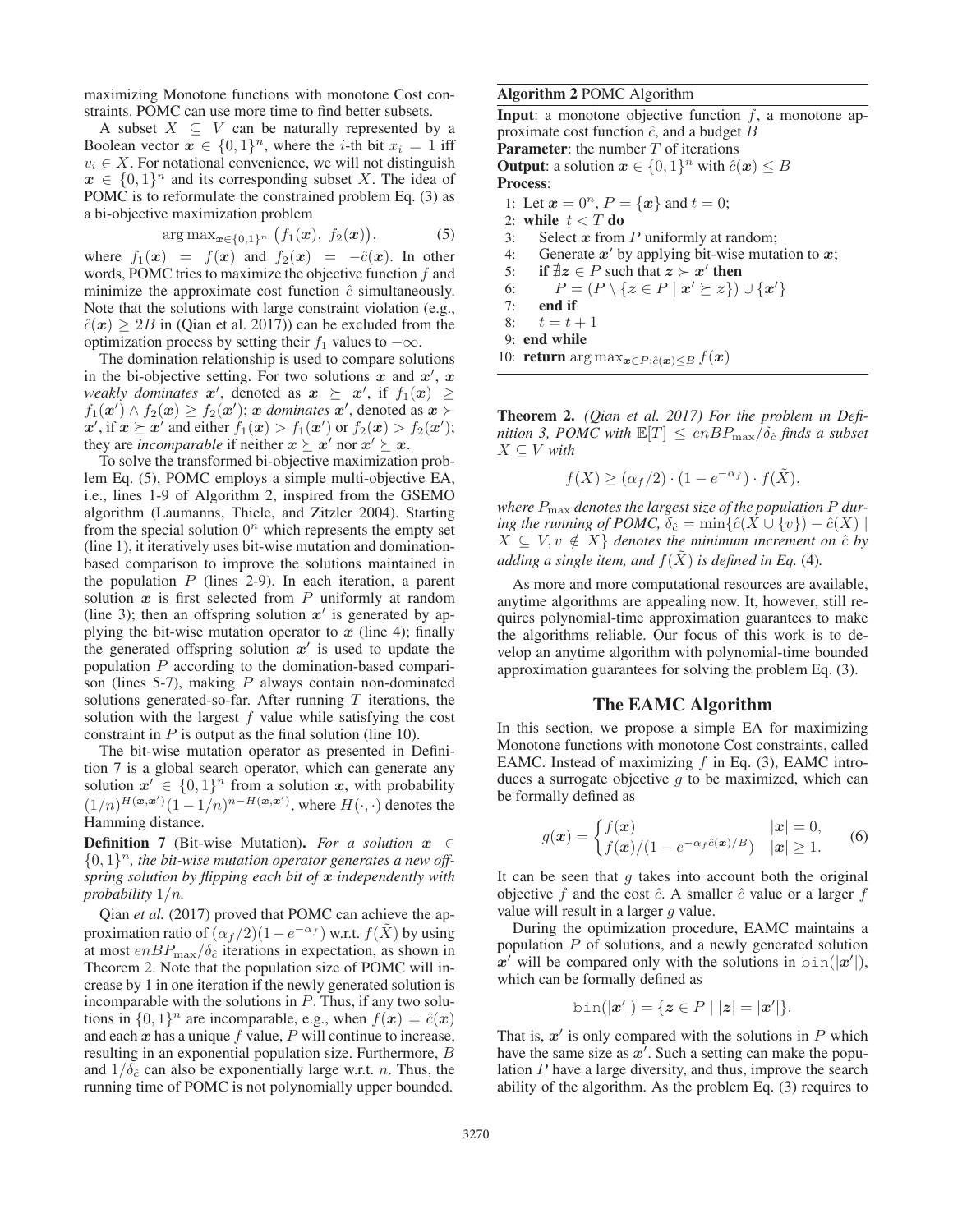maximizing Monotone functions with monotone Cost constraints. POMC can use more time to find better subsets.

A subset $X \subseteq V$ can be naturally represented by a Boolean vector $\boldsymbol{x} \in \{0,1\}^n$, where the $i$-th bit $x_i = 1$ iff $v_i \in X$. For notational convenience, we will not distinguish $\boldsymbol{x} \in \{0,1\}^n$ and its corresponding subset $X$. The idea of POMC is to reformulate the constrained problem Eq. (3) as a bi-objective maximization problem

$$\arg\max_{\boldsymbol{x}\in\{0,1\}^n} \left(f_1(\boldsymbol{x}),\ f_2(\boldsymbol{x})\right), \tag{5}$$

where $f_1(\boldsymbol{x}) = f(\boldsymbol{x})$ and $f_2(\boldsymbol{x}) = -\hat{c}(\boldsymbol{x})$. In other words, POMC tries to maximize the objective function $f$ and minimize the approximate cost function $\hat{c}$ simultaneously. Note that the solutions with large constraint violation (e.g., $\hat{c}(\boldsymbol{x}) \geq 2B$ in (Qian et al. 2017)) can be excluded from the optimization process by setting their $f_1$ values to $-\infty$.

The domination relationship is used to compare solutions in the bi-objective setting. For two solutions $\boldsymbol{x}$ and $\boldsymbol{x}'$, $\boldsymbol{x}$ *weakly dominates* $\boldsymbol{x}'$, denoted as $\boldsymbol{x} \succeq \boldsymbol{x}'$, if $f_1(\boldsymbol{x}) \geq f_1(\boldsymbol{x}') \wedge f_2(\boldsymbol{x}) \geq f_2(\boldsymbol{x}')$; $\boldsymbol{x}$ *dominates* $\boldsymbol{x}'$, denoted as $\boldsymbol{x} \succ \boldsymbol{x}'$, if $\boldsymbol{x} \succeq \boldsymbol{x}'$ and either $f_1(\boldsymbol{x}) > f_1(\boldsymbol{x}')$ or $f_2(\boldsymbol{x}) > f_2(\boldsymbol{x}')$; they are *incomparable* if neither $\boldsymbol{x} \succeq \boldsymbol{x}'$ nor $\boldsymbol{x}' \succeq \boldsymbol{x}$.

To solve the transformed bi-objective maximization problem Eq. (5), POMC employs a simple multi-objective EA, i.e., lines 1-9 of Algorithm 2, inspired from the GSEMO algorithm (Laumanns, Thiele, and Zitzler 2004). Starting from the special solution $0^n$ which represents the empty set (line 1), it iteratively uses bit-wise mutation and domination-based comparison to improve the solutions maintained in the population $P$ (lines 2-9). In each iteration, a parent solution $\boldsymbol{x}$ is first selected from $P$ uniformly at random (line 3); then an offspring solution $\boldsymbol{x}'$ is generated by applying the bit-wise mutation operator to $\boldsymbol{x}$ (line 4); finally the generated offspring solution $\boldsymbol{x}'$ is used to update the population $P$ according to the domination-based comparison (lines 5-7), making $P$ always contain non-dominated solutions generated-so-far. After running $T$ iterations, the solution with the largest $f$ value while satisfying the cost constraint in $P$ is output as the final solution (line 10).

The bit-wise mutation operator as presented in Definition 7 is a global search operator, which can generate any solution $\boldsymbol{x}' \in \{0,1\}^n$ from a solution $\boldsymbol{x}$, with probability $(1/n)^{H(\boldsymbol{x},\boldsymbol{x}')}(1-1/n)^{n-H(\boldsymbol{x},\boldsymbol{x}')}$, where $H(\cdot,\cdot)$ denotes the Hamming distance.

**Definition 7** (Bit-wise Mutation). *For a solution $\boldsymbol{x} \in \{0,1\}^n$, the bit-wise mutation operator generates a new offspring solution by flipping each bit of $\boldsymbol{x}$ independently with probability $1/n$.*

Qian *et al.* (2017) proved that POMC can achieve the approximation ratio of $(\alpha_f/2)(1-e^{-\alpha_f})$ w.r.t. $f(\tilde{X})$ by using at most $enBP_{\max}/\delta_{\hat{c}}$ iterations in expectation, as shown in Theorem 2. Note that the population size of POMC will increase by 1 in one iteration if the newly generated solution is incomparable with the solutions in $P$. Thus, if any two solutions in $\{0,1\}^n$ are incomparable, e.g., when $f(\boldsymbol{x}) = \hat{c}(\boldsymbol{x})$ and each $\boldsymbol{x}$ has a unique $f$ value, $P$ will continue to increase, resulting in an exponential population size. Furthermore, $B$ and $1/\delta_{\hat{c}}$ can also be exponentially large w.r.t. $n$. Thus, the running time of POMC is not polynomially upper bounded.

**Algorithm 2** POMC Algorithm

**Input**: a monotone objective function $f$, a monotone approximate cost function $\hat{c}$, and a budget $B$
**Parameter**: the number $T$ of iterations
**Output**: a solution $\boldsymbol{x} \in \{0,1\}^n$ with $\hat{c}(\boldsymbol{x}) \leq B$
**Process**:

1: Let $\boldsymbol{x} = 0^n$, $P = \{\boldsymbol{x}\}$ and $t = 0$;
2: **while** $t < T$ **do**
3: &nbsp;&nbsp;&nbsp;Select $\boldsymbol{x}$ from $P$ uniformly at random;
4: &nbsp;&nbsp;&nbsp;Generate $\boldsymbol{x}'$ by applying bit-wise mutation to $\boldsymbol{x}$;
5: &nbsp;&nbsp;&nbsp;**if** $\nexists \boldsymbol{z} \in P$ such that $\boldsymbol{z} \succ \boldsymbol{x}'$ **then**
6: &nbsp;&nbsp;&nbsp;&nbsp;&nbsp;&nbsp;$P = (P \setminus \{\boldsymbol{z} \in P \mid \boldsymbol{x}' \succeq \boldsymbol{z}\}) \cup \{\boldsymbol{x}'\}$
7: &nbsp;&nbsp;&nbsp;**end if**
8: &nbsp;&nbsp;&nbsp;$t = t + 1$
9: **end while**
10: **return** $\arg\max_{\boldsymbol{x}\in P:\hat{c}(\boldsymbol{x})\leq B} f(\boldsymbol{x})$

**Theorem 2.** *(Qian et al. 2017) For the problem in Definition 3, POMC with $\mathbb{E}[T] \leq enBP_{\max}/\delta_{\hat{c}}$ finds a subset $X \subseteq V$ with*

$$f(X) \geq (\alpha_f/2) \cdot (1-e^{-\alpha_f}) \cdot f(\tilde{X}),$$

*where $P_{\max}$ denotes the largest size of the population $P$ during the running of POMC, $\delta_{\hat{c}} = \min\{\hat{c}(X \cup \{v\}) - \hat{c}(X) \mid X \subseteq V, v \notin X\}$ denotes the minimum increment on $\hat{c}$ by adding a single item, and $f(\tilde{X})$ is defined in Eq. (4).*

As more and more computational resources are available, anytime algorithms are appealing now. It, however, still requires polynomial-time approximation guarantees to make the algorithms reliable. Our focus of this work is to develop an anytime algorithm with polynomial-time bounded approximation guarantees for solving the problem Eq. (3).

## The EAMC Algorithm

In this section, we propose a simple EA for maximizing Monotone functions with monotone Cost constraints, called EAMC. Instead of maximizing $f$ in Eq. (3), EAMC introduces a surrogate objective $g$ to be maximized, which can be formally defined as

$$g(\boldsymbol{x}) = \begin{cases} f(\boldsymbol{x}) & |\boldsymbol{x}| = 0, \\ f(\boldsymbol{x})/(1-e^{-\alpha_f \hat{c}(\boldsymbol{x})/B}) & |\boldsymbol{x}| \geq 1. \end{cases} \tag{6}$$

It can be seen that $g$ takes into account both the original objective $f$ and the cost $\hat{c}$. A smaller $\hat{c}$ value or a larger $f$ value will result in a larger $g$ value.

During the optimization procedure, EAMC maintains a population $P$ of solutions, and a newly generated solution $\boldsymbol{x}'$ will be compared only with the solutions in $\mathrm{bin}(|\boldsymbol{x}'|)$, which can be formally defined as

$$\mathrm{bin}(|\boldsymbol{x}'|) = \{\boldsymbol{z} \in P \mid |\boldsymbol{z}| = |\boldsymbol{x}'|\}.$$

That is, $\boldsymbol{x}'$ is only compared with the solutions in $P$ which have the same size as $\boldsymbol{x}'$. Such a setting can make the population $P$ have a large diversity, and thus, improve the search ability of the algorithm. As the problem Eq. (3) requires to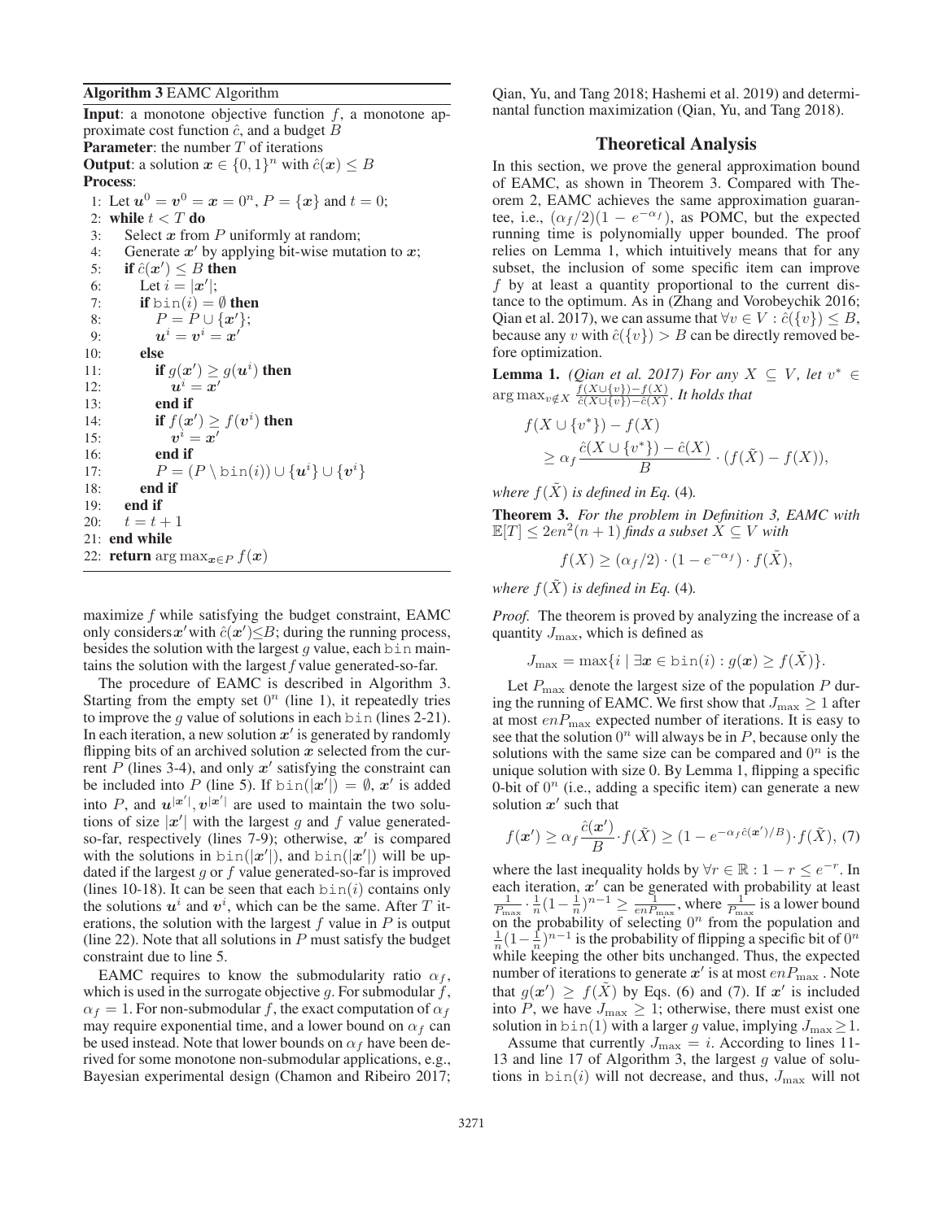**Algorithm 3** EAMC Algorithm

**Input**: a monotone objective function $f$, a monotone approximate cost function $\hat{c}$, and a budget $B$
**Parameter**: the number $T$ of iterations
**Output**: a solution $\boldsymbol{x} \in \{0,1\}^n$ with $\hat{c}(\boldsymbol{x}) \leq B$
**Process**:

```
1: Let u^0 = v^0 = x = 0^n, P = {x} and t = 0;
2: while t < T do
3:    Select x from P uniformly at random;
4:    Generate x' by applying bit-wise mutation to x;
5:    if ĉ(x') ≤ B then
6:       Let i = |x'|;
7:       if bin(i) = ∅ then
8:          P = P ∪ {x'};
9:          u^i = v^i = x'
10:      else
11:         if g(x') ≥ g(u^i) then
12:            u^i = x'
13:         end if
14:         if f(x') ≥ f(v^i) then
15:            v^i = x'
16:         end if
17:         P = (P \ bin(i)) ∪ {u^i} ∪ {v^i}
18:      end if
19:   end if
20:   t = t + 1
21: end while
22: return arg max_{x∈P} f(x)
```

maximize $f$ while satisfying the budget constraint, EAMC only considers $\boldsymbol{x}'$ with $\hat{c}(\boldsymbol{x}') \leq B$; during the running process, besides the solution with the largest $g$ value, each bin maintains the solution with the largest $f$ value generated-so-far.

The procedure of EAMC is described in Algorithm 3. Starting from the empty set $0^n$ (line 1), it repeatedly tries to improve the $g$ value of solutions in each bin (lines 2-21). In each iteration, a new solution $\boldsymbol{x}'$ is generated by randomly flipping bits of an archived solution $\boldsymbol{x}$ selected from the current $P$ (lines 3-4), and only $\boldsymbol{x}'$ satisfying the constraint can be included into $P$ (line 5). If $\mathrm{bin}(|\boldsymbol{x}'|) = \emptyset$, $\boldsymbol{x}'$ is added into $P$, and $\boldsymbol{u}^{|\boldsymbol{x}'|}, \boldsymbol{v}^{|\boldsymbol{x}'|}$ are used to maintain the two solutions of size $|\boldsymbol{x}'|$ with the largest $g$ and $f$ value generated-so-far, respectively (lines 7-9); otherwise, $\boldsymbol{x}'$ is compared with the solutions in $\mathrm{bin}(|\boldsymbol{x}'|)$, and $\mathrm{bin}(|\boldsymbol{x}'|)$ will be updated if the largest $g$ or $f$ value generated-so-far is improved (lines 10-18). It can be seen that each $\mathrm{bin}(i)$ contains only the solutions $\boldsymbol{u}^i$ and $\boldsymbol{v}^i$, which can be the same. After $T$ iterations, the solution with the largest $f$ value in $P$ is output (line 22). Note that all solutions in $P$ must satisfy the budget constraint due to line 5.

EAMC requires to know the submodularity ratio $\alpha_f$, which is used in the surrogate objective $g$. For submodular $f$, $\alpha_f = 1$. For non-submodular $f$, the exact computation of $\alpha_f$ may require exponential time, and a lower bound on $\alpha_f$ can be used instead. Note that lower bounds on $\alpha_f$ have been derived for some monotone non-submodular applications, e.g., Bayesian experimental design (Chamon and Ribeiro 2017; Qian, Yu, and Tang 2018; Hashemi et al. 2019) and determinantal function maximization (Qian, Yu, and Tang 2018).

## Theoretical Analysis

In this section, we prove the general approximation bound of EAMC, as shown in Theorem 3. Compared with Theorem 2, EAMC achieves the same approximation guarantee, i.e., $(\alpha_f/2)(1-e^{-\alpha_f})$, as POMC, but the expected running time is polynomially upper bounded. The proof relies on Lemma 1, which intuitively means that for any subset, the inclusion of some specific item can improve $f$ by at least a quantity proportional to the current distance to the optimum. As in (Zhang and Vorobeychik 2016; Qian et al. 2017), we can assume that $\forall v \in V: \hat{c}(\{v\}) \leq B$, because any $v$ with $\hat{c}(\{v\}) > B$ can be directly removed before optimization.

**Lemma 1.** *(Qian et al. 2017) For any $X \subseteq V$, let $v^* \in \arg\max_{v \notin X} \frac{f(X \cup \{v\}) - f(X)}{\hat{c}(X \cup \{v\}) - \hat{c}(X)}$. It holds that*

$$f(X \cup \{v^*\}) - f(X) \geq \alpha_f \frac{\hat{c}(X \cup \{v^*\}) - \hat{c}(X)}{B} \cdot (f(\tilde{X}) - f(X)),$$

*where $f(\tilde{X})$ is defined in Eq.* (4)*.*

**Theorem 3.** *For the problem in Definition 3, EAMC with $\mathbb{E}[T] \leq 2en^2(n+1)$ finds a subset $X \subseteq V$ with*

$$f(X) \geq (\alpha_f/2) \cdot (1 - e^{-\alpha_f}) \cdot f(\tilde{X}),$$

*where $f(\tilde{X})$ is defined in Eq.* (4)*.*

*Proof.* The theorem is proved by analyzing the increase of a quantity $J_{\max}$, which is defined as

$$J_{\max} = \max\{i \mid \exists \boldsymbol{x} \in \mathrm{bin}(i) : g(\boldsymbol{x}) \geq f(\tilde{X})\}.$$

Let $P_{\max}$ denote the largest size of the population $P$ during the running of EAMC. We first show that $J_{\max} \geq 1$ after at most $enP_{\max}$ expected number of iterations. It is easy to see that the solution $0^n$ will always be in $P$, because only the solutions with the same size can be compared and $0^n$ is the unique solution with size 0. By Lemma 1, flipping a specific 0-bit of $0^n$ (i.e., adding a specific item) can generate a new solution $\boldsymbol{x}'$ such that

$$f(\boldsymbol{x}') \geq \alpha_f \frac{\hat{c}(\boldsymbol{x}')}{B} \cdot f(\tilde{X}) \geq (1 - e^{-\alpha_f \hat{c}(\boldsymbol{x}')/B}) \cdot f(\tilde{X}), \quad (7)$$

where the last inequality holds by $\forall r \in \mathbb{R}: 1 - r \leq e^{-r}$. In each iteration, $\boldsymbol{x}'$ can be generated with probability at least $\frac{1}{P_{\max}} \cdot \frac{1}{n}(1-\frac{1}{n})^{n-1} \geq \frac{1}{enP_{\max}}$, where $\frac{1}{P_{\max}}$ is a lower bound on the probability of selecting $0^n$ from the population and $\frac{1}{n}(1-\frac{1}{n})^{n-1}$ is the probability of flipping a specific bit of $0^n$ while keeping the other bits unchanged. Thus, the expected number of iterations to generate $\boldsymbol{x}'$ is at most $enP_{\max}$. Note that $g(\boldsymbol{x}') \geq f(\tilde{X})$ by Eqs. (6) and (7). If $\boldsymbol{x}'$ is included into $P$, we have $J_{\max} \geq 1$; otherwise, there must exist one solution in $\mathrm{bin}(1)$ with a larger $g$ value, implying $J_{\max} \geq 1$.

Assume that currently $J_{\max} = i$. According to lines 11-13 and line 17 of Algorithm 3, the largest $g$ value of solutions in $\mathrm{bin}(i)$ will not decrease, and thus, $J_{\max}$ will not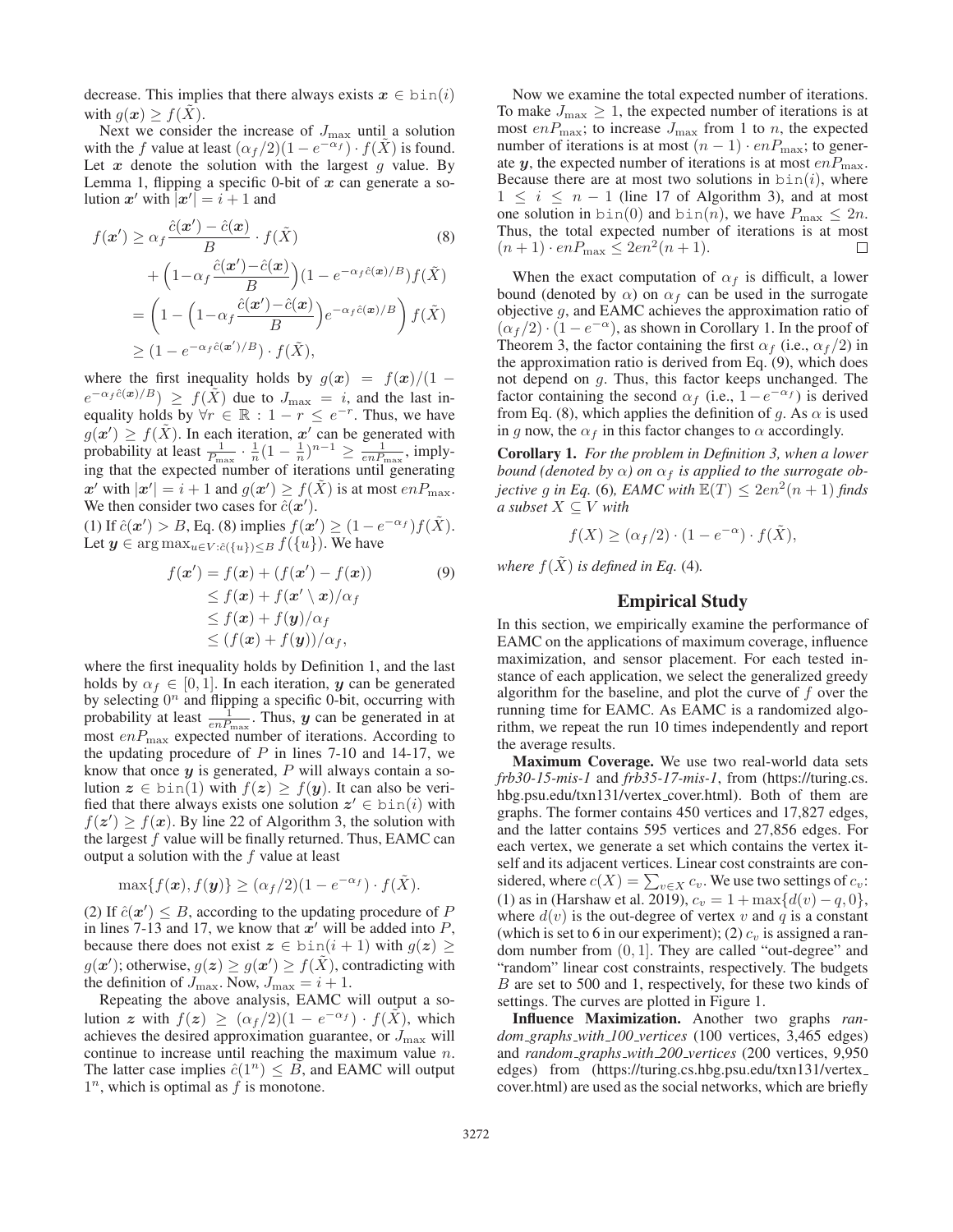decrease. This implies that there always exists $\boldsymbol{x} \in \mathtt{bin}(i)$ with $g(\boldsymbol{x}) \geq f(\tilde{X})$.

Next we consider the increase of $J_{\max}$ until a solution with the $f$ value at least $(\alpha_f/2)(1-e^{-\alpha_f}) \cdot f(\tilde{X})$ is found. Let $\boldsymbol{x}$ denote the solution with the largest $g$ value. By Lemma 1, flipping a specific 0-bit of $\boldsymbol{x}$ can generate a solution $\boldsymbol{x}'$ with $|\boldsymbol{x}'| = i+1$ and

$$
\begin{aligned}
f(\boldsymbol{x}') &\geq \alpha_f \frac{\hat{c}(\boldsymbol{x}') - \hat{c}(\boldsymbol{x})}{B} \cdot f(\tilde{X}) \quad (8)\\
&\quad + \Big(1 - \alpha_f \frac{\hat{c}(\boldsymbol{x}') - \hat{c}(\boldsymbol{x})}{B}\Big)(1 - e^{-\alpha_f \hat{c}(\boldsymbol{x})/B}) f(\tilde{X})\\
&= \left(1 - \Big(1 - \alpha_f \frac{\hat{c}(\boldsymbol{x}') - \hat{c}(\boldsymbol{x})}{B}\Big) e^{-\alpha_f \hat{c}(\boldsymbol{x})/B}\right) f(\tilde{X})\\
&\geq (1 - e^{-\alpha_f \hat{c}(\boldsymbol{x}')/B}) \cdot f(\tilde{X}),
\end{aligned}
$$

where the first inequality holds by $g(\boldsymbol{x}) = f(\boldsymbol{x})/(1 - e^{-\alpha_f \hat{c}(\boldsymbol{x})/B}) \geq f(\tilde{X})$ due to $J_{\max} = i$, and the last inequality holds by $\forall r \in \mathbb{R} : 1 - r \leq e^{-r}$. Thus, we have $g(\boldsymbol{x}') \geq f(\tilde{X})$. In each iteration, $\boldsymbol{x}'$ can be generated with probability at least $\frac{1}{P_{\max}} \cdot \frac{1}{n}(1-\frac{1}{n})^{n-1} \geq \frac{1}{enP_{\max}}$, implying that the expected number of iterations until generating $\boldsymbol{x}'$ with $|\boldsymbol{x}'| = i+1$ and $g(\boldsymbol{x}') \geq f(\tilde{X})$ is at most $enP_{\max}$. We then consider two cases for $\hat{c}(\boldsymbol{x}')$.

(1) If $\hat{c}(\boldsymbol{x}') > B$, Eq. (8) implies $f(\boldsymbol{x}') \geq (1 - e^{-\alpha_f}) f(\tilde{X})$. Let $\boldsymbol{y} \in \arg\max_{u \in V: \hat{c}(\{u\}) \leq B} f(\{u\})$. We have

$$
\begin{aligned}
f(\boldsymbol{x}') &= f(\boldsymbol{x}) + (f(\boldsymbol{x}') - f(\boldsymbol{x})) \quad (9)\\
&\leq f(\boldsymbol{x}) + f(\boldsymbol{x}' \setminus \boldsymbol{x})/\alpha_f\\
&\leq f(\boldsymbol{x}) + f(\boldsymbol{y})/\alpha_f\\
&\leq (f(\boldsymbol{x}) + f(\boldsymbol{y}))/\alpha_f,
\end{aligned}
$$

where the first inequality holds by Definition 1, and the last holds by $\alpha_f \in [0,1]$. In each iteration, $\boldsymbol{y}$ can be generated by selecting $0^n$ and flipping a specific 0-bit, occurring with probability at least $\frac{1}{enP_{\max}}$. Thus, $\boldsymbol{y}$ can be generated in at most $enP_{\max}$ expected number of iterations. According to the updating procedure of $P$ in lines 7-10 and 14-17, we know that once $\boldsymbol{y}$ is generated, $P$ will always contain a solution $\boldsymbol{z} \in \mathtt{bin}(1)$ with $f(\boldsymbol{z}) \geq f(\boldsymbol{y})$. It can also be verified that there always exists one solution $\boldsymbol{z}' \in \mathtt{bin}(i)$ with $f(\boldsymbol{z}') \geq f(\boldsymbol{x})$. By line 22 of Algorithm 3, the solution with the largest $f$ value will be finally returned. Thus, EAMC can output a solution with the $f$ value at least

$$
\max\{f(\boldsymbol{x}), f(\boldsymbol{y})\} \geq (\alpha_f/2)(1 - e^{-\alpha_f}) \cdot f(\tilde{X}).
$$

(2) If $\hat{c}(\boldsymbol{x}') \leq B$, according to the updating procedure of $P$ in lines 7-13 and 17, we know that $\boldsymbol{x}'$ will be added into $P$, because there does not exist $\boldsymbol{z} \in \mathtt{bin}(i+1)$ with $g(\boldsymbol{z}) \geq g(\boldsymbol{x}')$; otherwise, $g(\boldsymbol{z}) \geq g(\boldsymbol{x}') \geq f(\tilde{X})$, contradicting with the definition of $J_{\max}$. Now, $J_{\max} = i+1$.

Repeating the above analysis, EAMC will output a solution $\boldsymbol{z}$ with $f(\boldsymbol{z}) \geq (\alpha_f/2)(1-e^{-\alpha_f}) \cdot f(\tilde{X})$, which achieves the desired approximation guarantee, or $J_{\max}$ will continue to increase until reaching the maximum value $n$. The latter case implies $\hat{c}(1^n) \leq B$, and EAMC will output $1^n$, which is optimal as $f$ is monotone.

Now we examine the total expected number of iterations. To make $J_{\max} \geq 1$, the expected number of iterations is at most $enP_{\max}$; to increase $J_{\max}$ from 1 to $n$, the expected number of iterations is at most $(n-1) \cdot enP_{\max}$; to generate $\boldsymbol{y}$, the expected number of iterations is at most $enP_{\max}$. Because there are at most two solutions in $\mathtt{bin}(i)$, where $1 \leq i \leq n-1$ (line 17 of Algorithm 3), and at most one solution in $\mathtt{bin}(0)$ and $\mathtt{bin}(n)$, we have $P_{\max} \leq 2n$. Thus, the total expected number of iterations is at most $(n+1) \cdot enP_{\max} \leq 2en^2(n+1)$. □

When the exact computation of $\alpha_f$ is difficult, a lower bound (denoted by $\alpha$) on $\alpha_f$ can be used in the surrogate objective $g$, and EAMC achieves the approximation ratio of $(\alpha_f/2) \cdot (1 - e^{-\alpha})$, as shown in Corollary 1. In the proof of Theorem 3, the factor containing the first $\alpha_f$ (i.e., $\alpha_f/2$) in the approximation ratio is derived from Eq. (9), which does not depend on $g$. Thus, this factor keeps unchanged. The factor containing the second $\alpha_f$ (i.e., $1 - e^{-\alpha_f}$) is derived from Eq. (8), which applies the definition of $g$. As $\alpha$ is used in $g$ now, the $\alpha_f$ in this factor changes to $\alpha$ accordingly.

**Corollary 1.** *For the problem in Definition 3, when a lower bound (denoted by $\alpha$) on $\alpha_f$ is applied to the surrogate objective $g$ in Eq. (6), EAMC with $\mathbb{E}(T) \leq 2en^2(n+1)$ finds a subset $X \subseteq V$ with*

$$
f(X) \geq (\alpha_f/2) \cdot (1 - e^{-\alpha}) \cdot f(\tilde{X}),
$$

*where $f(\tilde{X})$ is defined in Eq. (4).*

## Empirical Study

In this section, we empirically examine the performance of EAMC on the applications of maximum coverage, influence maximization, and sensor placement. For each tested instance of each application, we select the generalized greedy algorithm for the baseline, and plot the curve of $f$ over the running time for EAMC. As EAMC is a randomized algorithm, we repeat the run 10 times independently and report the average results.

**Maximum Coverage.** We use two real-world data sets *frb30-15-mis-1* and *frb35-17-mis-1*, from (https://turing.cs.hbg.psu.edu/txn131/vertex_cover.html). Both of them are graphs. The former contains 450 vertices and 17,827 edges, and the latter contains 595 vertices and 27,856 edges. For each vertex, we generate a set which contains the vertex itself and its adjacent vertices. Linear cost constraints are considered, where $c(X) = \sum_{v \in X} c_v$. We use two settings of $c_v$: (1) as in (Harshaw et al. 2019), $c_v = 1 + \max\{d(v) - q, 0\}$, where $d(v)$ is the out-degree of vertex $v$ and $q$ is a constant (which is set to 6 in our experiment); (2) $c_v$ is assigned a random number from $(0, 1]$. They are called "out-degree" and "random" linear cost constraints, respectively. The budgets $B$ are set to 500 and 1, respectively, for these two kinds of settings. The curves are plotted in Figure 1.

**Influence Maximization.** Another two graphs *random_graphs_with_100_vertices* (100 vertices, 3,465 edges) and *random_graphs_with_200_vertices* (200 vertices, 9,950 edges) from (https://turing.cs.hbg.psu.edu/txn131/vertex_cover.html) are used as the social networks, which are briefly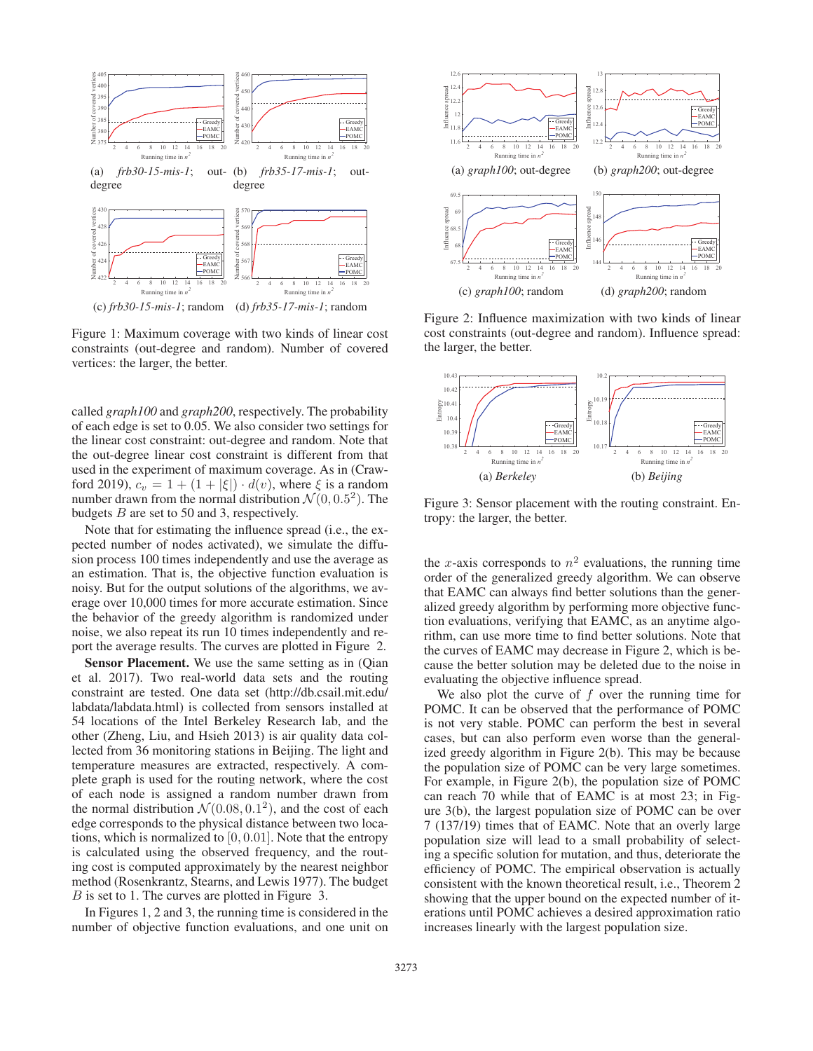(a) *frb30-15-mis-1*; out-degree (b) *frb35-17-mis-1*; out-degree

(c) *frb30-15-mis-1*; random (d) *frb35-17-mis-1*; random

Figure 1: Maximum coverage with two kinds of linear cost constraints (out-degree and random). Number of covered vertices: the larger, the better.

called *graph100* and *graph200*, respectively. The probability of each edge is set to 0.05. We also consider two settings for the linear cost constraint: out-degree and random. Note that the out-degree linear cost constraint is different from that used in the experiment of maximum coverage. As in (Crawford 2019), $c_v = 1 + (1 + |\xi|) \cdot d(v)$, where $\xi$ is a random number drawn from the normal distribution $\mathcal{N}(0, 0.5^2)$. The budgets $B$ are set to 50 and 3, respectively.

Note that for estimating the influence spread (i.e., the expected number of nodes activated), we simulate the diffusion process 100 times independently and use the average as an estimation. That is, the objective function evaluation is noisy. But for the output solutions of the algorithms, we average over 10,000 times for more accurate estimation. Since the behavior of the greedy algorithm is randomized under noise, we also repeat its run 10 times independently and report the average results. The curves are plotted in Figure 2.

**Sensor Placement.** We use the same setting as in (Qian et al. 2017). Two real-world data sets and the routing constraint are tested. One data set (http://db.csail.mit.edu/labdata/labdata.html) is collected from sensors installed at 54 locations of the Intel Berkeley Research lab, and the other (Zheng, Liu, and Hsieh 2013) is air quality data collected from 36 monitoring stations in Beijing. The light and temperature measures are extracted, respectively. A complete graph is used for the routing network, where the cost of each node is assigned a random number drawn from the normal distribution $\mathcal{N}(0.08, 0.1^2)$, and the cost of each edge corresponds to the physical distance between two locations, which is normalized to $[0, 0.01]$. Note that the entropy is calculated using the observed frequency, and the routing cost is computed approximately by the nearest neighbor method (Rosenkrantz, Stearns, and Lewis 1977). The budget $B$ is set to 1. The curves are plotted in Figure 3.

In Figures 1, 2 and 3, the running time is considered in the number of objective function evaluations, and one unit on

(a) *graph100*; out-degree (b) *graph200*; out-degree

(c) *graph100*; random (d) *graph200*; random

Figure 2: Influence maximization with two kinds of linear cost constraints (out-degree and random). Influence spread: the larger, the better.

(a) *Berkeley* (b) *Beijing*

Figure 3: Sensor placement with the routing constraint. Entropy: the larger, the better.

the $x$-axis corresponds to $n^2$ evaluations, the running time order of the generalized greedy algorithm. We can observe that EAMC can always find better solutions than the generalized greedy algorithm by performing more objective function evaluations, verifying that EAMC, as an anytime algorithm, can use more time to find better solutions. Note that the curves of EAMC may decrease in Figure 2, which is because the better solution may be deleted due to the noise in evaluating the objective influence spread.

We also plot the curve of $f$ over the running time for POMC. It can be observed that the performance of POMC is not very stable. POMC can perform the best in several cases, but can also perform even worse than the generalized greedy algorithm in Figure 2(b). This may be because the population size of POMC can be very large sometimes. For example, in Figure 2(b), the population size of POMC can reach 70 while that of EAMC is at most 23; in Figure 3(b), the largest population size of POMC can be over 7 (137/19) times that of EAMC. Note that an overly large population size will lead to a small probability of selecting a specific solution for mutation, and thus, deteriorate the efficiency of POMC. The empirical observation is actually consistent with the known theoretical result, i.e., Theorem 2 showing that the upper bound on the expected number of iterations until POMC achieves a desired approximation ratio increases linearly with the largest population size.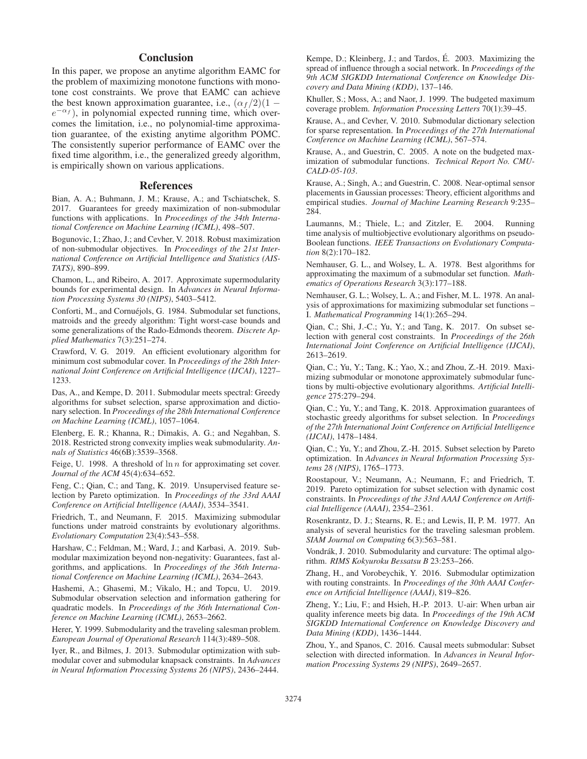## Conclusion

In this paper, we propose an anytime algorithm EAMC for the problem of maximizing monotone functions with monotone cost constraints. We prove that EAMC can achieve the best known approximation guarantee, i.e., $(\alpha_f/2)(1 - e^{-\alpha_f})$, in polynomial expected running time, which overcomes the limitation, i.e., no polynomial-time approximation guarantee, of the existing anytime algorithm POMC. The consistently superior performance of EAMC over the fixed time algorithm, i.e., the generalized greedy algorithm, is empirically shown on various applications.

## References

Bian, A. A.; Buhmann, J. M.; Krause, A.; and Tschiatschek, S. 2017. Guarantees for greedy maximization of non-submodular functions with applications. In *Proceedings of the 34th International Conference on Machine Learning (ICML)*, 498–507.

Bogunovic, I.; Zhao, J.; and Cevher, V. 2018. Robust maximization of non-submodular objectives. In *Proceedings of the 21st International Conference on Artificial Intelligence and Statistics (AISTATS)*, 890–899.

Chamon, L., and Ribeiro, A. 2017. Approximate supermodularity bounds for experimental design. In *Advances in Neural Information Processing Systems 30 (NIPS)*, 5403–5412.

Conforti, M., and Cornuéjols, G. 1984. Submodular set functions, matroids and the greedy algorithm: Tight worst-case bounds and some generalizations of the Rado-Edmonds theorem. *Discrete Applied Mathematics* 7(3):251–274.

Crawford, V. G. 2019. An efficient evolutionary algorithm for minimum cost submodular cover. In *Proceedings of the 28th International Joint Conference on Artificial Intelligence (IJCAI)*, 1227–1233.

Das, A., and Kempe, D. 2011. Submodular meets spectral: Greedy algorithms for subset selection, sparse approximation and dictionary selection. In *Proceedings of the 28th International Conference on Machine Learning (ICML)*, 1057–1064.

Elenberg, E. R.; Khanna, R.; Dimakis, A. G.; and Negahban, S. 2018. Restricted strong convexity implies weak submodularity. *Annals of Statistics* 46(6B):3539–3568.

Feige, U. 1998. A threshold of $\ln n$ for approximating set cover. *Journal of the ACM* 45(4):634–652.

Feng, C.; Qian, C.; and Tang, K. 2019. Unsupervised feature selection by Pareto optimization. In *Proceedings of the 33rd AAAI Conference on Artificial Intelligence (AAAI)*, 3534–3541.

Friedrich, T., and Neumann, F. 2015. Maximizing submodular functions under matroid constraints by evolutionary algorithms. *Evolutionary Computation* 23(4):543–558.

Harshaw, C.; Feldman, M.; Ward, J.; and Karbasi, A. 2019. Submodular maximization beyond non-negativity: Guarantees, fast algorithms, and applications. In *Proceedings of the 36th International Conference on Machine Learning (ICML)*, 2634–2643.

Hashemi, A.; Ghasemi, M.; Vikalo, H.; and Topcu, U. 2019. Submodular observation selection and information gathering for quadratic models. In *Proceedings of the 36th International Conference on Machine Learning (ICML)*, 2653–2662.

Herer, Y. 1999. Submodularity and the traveling salesman problem. *European Journal of Operational Research* 114(3):489–508.

Iyer, R., and Bilmes, J. 2013. Submodular optimization with submodular cover and submodular knapsack constraints. In *Advances in Neural Information Processing Systems 26 (NIPS)*, 2436–2444.

Kempe, D.; Kleinberg, J.; and Tardos, É. 2003. Maximizing the spread of influence through a social network. In *Proceedings of the 9th ACM SIGKDD International Conference on Knowledge Discovery and Data Mining (KDD)*, 137–146.

Khuller, S.; Moss, A.; and Naor, J. 1999. The budgeted maximum coverage problem. *Information Processing Letters* 70(1):39–45.

Krause, A., and Cevher, V. 2010. Submodular dictionary selection for sparse representation. In *Proceedings of the 27th International Conference on Machine Learning (ICML)*, 567–574.

Krause, A., and Guestrin, C. 2005. A note on the budgeted maximization of submodular functions. *Technical Report No. CMU-CALD-05-103*.

Krause, A.; Singh, A.; and Guestrin, C. 2008. Near-optimal sensor placements in Gaussian processes: Theory, efficient algorithms and empirical studies. *Journal of Machine Learning Research* 9:235–284.

Laumanns, M.; Thiele, L.; and Zitzler, E. 2004. Running time analysis of multiobjective evolutionary algorithms on pseudo-Boolean functions. *IEEE Transactions on Evolutionary Computation* 8(2):170–182.

Nemhauser, G. L., and Wolsey, L. A. 1978. Best algorithms for approximating the maximum of a submodular set function. *Mathematics of Operations Research* 3(3):177–188.

Nemhauser, G. L.; Wolsey, L. A.; and Fisher, M. L. 1978. An analysis of approximations for maximizing submodular set functions – I. *Mathematical Programming* 14(1):265–294.

Qian, C.; Shi, J.-C.; Yu, Y.; and Tang, K. 2017. On subset selection with general cost constraints. In *Proceedings of the 26th International Joint Conference on Artificial Intelligence (IJCAI)*, 2613–2619.

Qian, C.; Yu, Y.; Tang, K.; Yao, X.; and Zhou, Z.-H. 2019. Maximizing submodular or monotone approximately submodular functions by multi-objective evolutionary algorithms. *Artificial Intelligence* 275:279–294.

Qian, C.; Yu, Y.; and Tang, K. 2018. Approximation guarantees of stochastic greedy algorithms for subset selection. In *Proceedings of the 27th International Joint Conference on Artificial Intelligence (IJCAI)*, 1478–1484.

Qian, C.; Yu, Y.; and Zhou, Z.-H. 2015. Subset selection by Pareto optimization. In *Advances in Neural Information Processing Systems 28 (NIPS)*, 1765–1773.

Roostapour, V.; Neumann, A.; Neumann, F.; and Friedrich, T. 2019. Pareto optimization for subset selection with dynamic cost constraints. In *Proceedings of the 33rd AAAI Conference on Artificial Intelligence (AAAI)*, 2354–2361.

Rosenkrantz, D. J.; Stearns, R. E.; and Lewis, II, P. M. 1977. An analysis of several heuristics for the traveling salesman problem. *SIAM Journal on Computing* 6(3):563–581.

Vondrák, J. 2010. Submodularity and curvature: The optimal algorithm. *RIMS Kokyuroku Bessatsu B* 23:253–266.

Zhang, H., and Vorobeychik, Y. 2016. Submodular optimization with routing constraints. In *Proceedings of the 30th AAAI Conference on Artificial Intelligence (AAAI)*, 819–826.

Zheng, Y.; Liu, F.; and Hsieh, H.-P. 2013. U-air: When urban air quality inference meets big data. In *Proceedings of the 19th ACM SIGKDD International Conference on Knowledge Discovery and Data Mining (KDD)*, 1436–1444.

Zhou, Y., and Spanos, C. 2016. Causal meets submodular: Subset selection with directed information. In *Advances in Neural Information Processing Systems 29 (NIPS)*, 2649–2657.